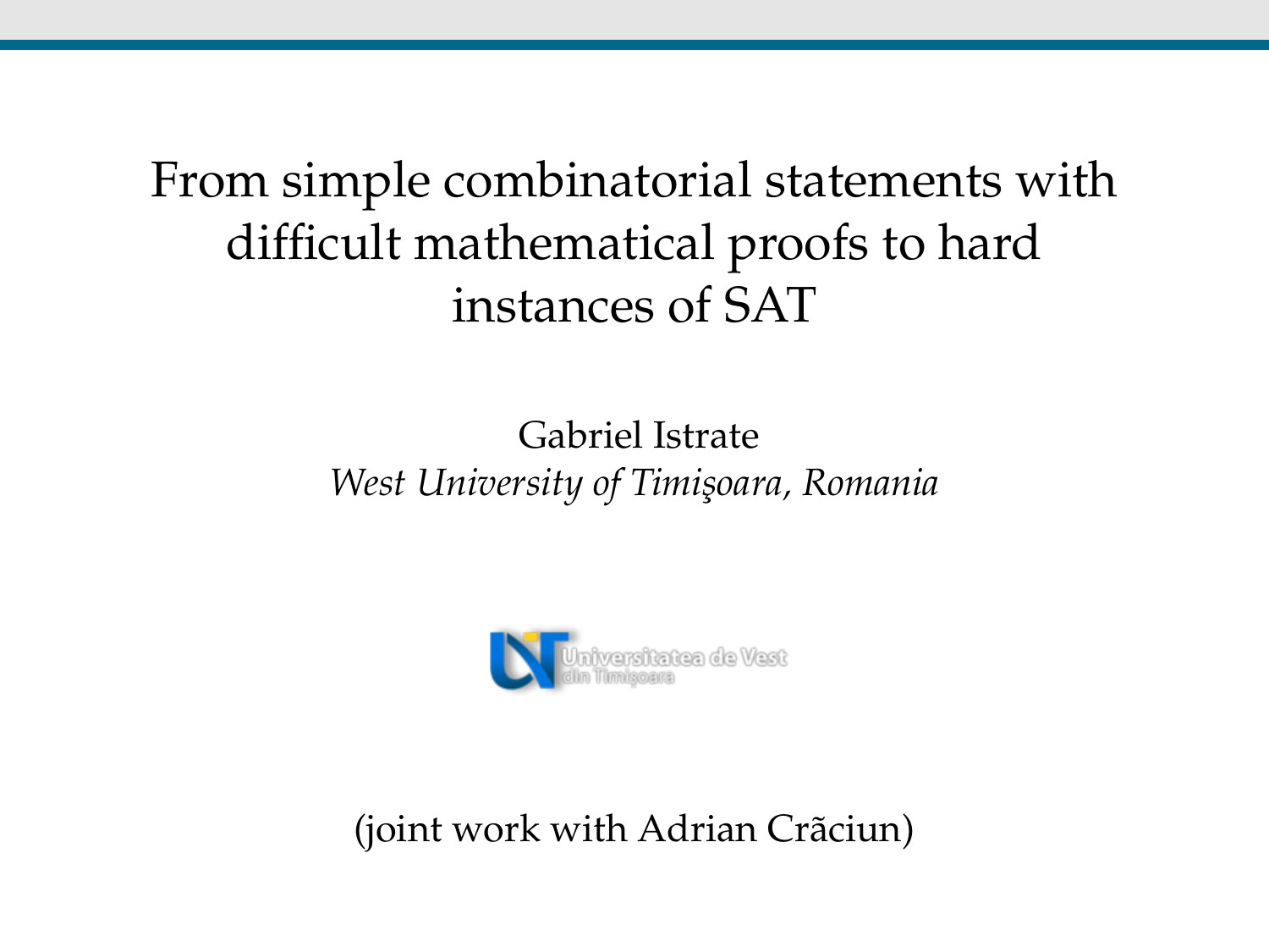# From simple combinatorial statements with difficult mathematical proofs to hard instances of SAT

Gabriel Istrate

*West University of Timişoara, Romania*

Universitatea de Vest din Timişoara

(joint work with Adrian Crãciun)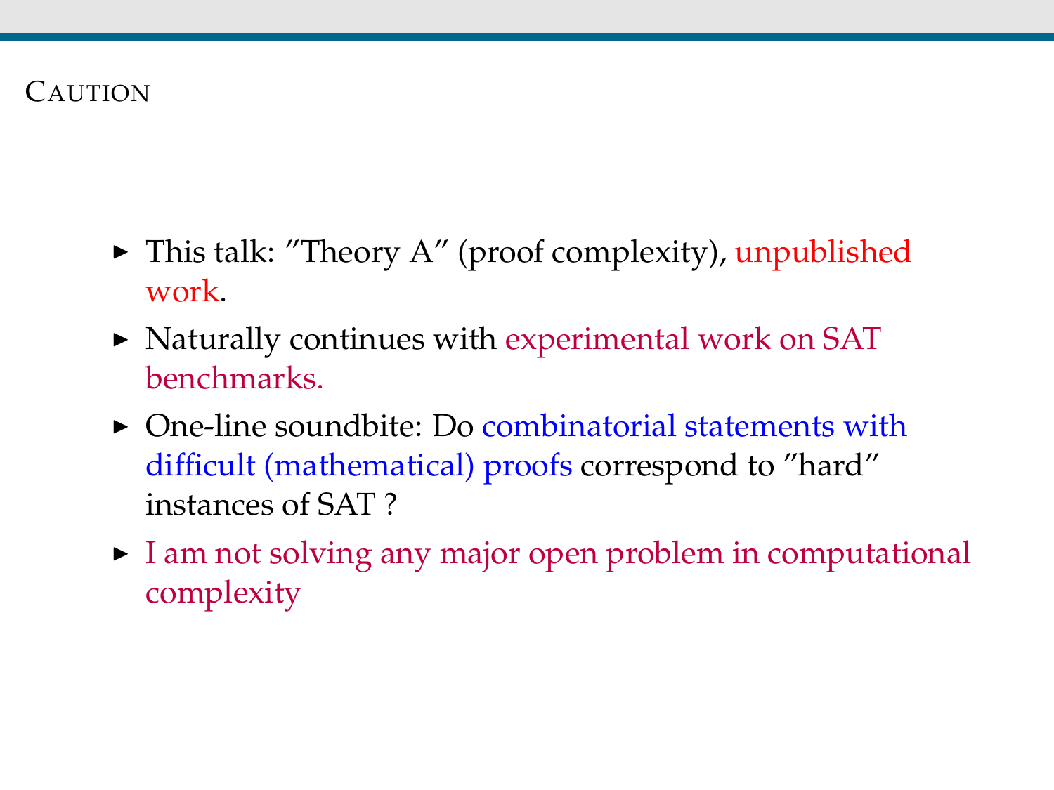## Caution

- This talk: "Theory A" (proof complexity), unpublished work.
- Naturally continues with experimental work on SAT benchmarks.
- One-line soundbite: Do combinatorial statements with difficult (mathematical) proofs correspond to "hard" instances of SAT ?
- I am not solving any major open problem in computational complexity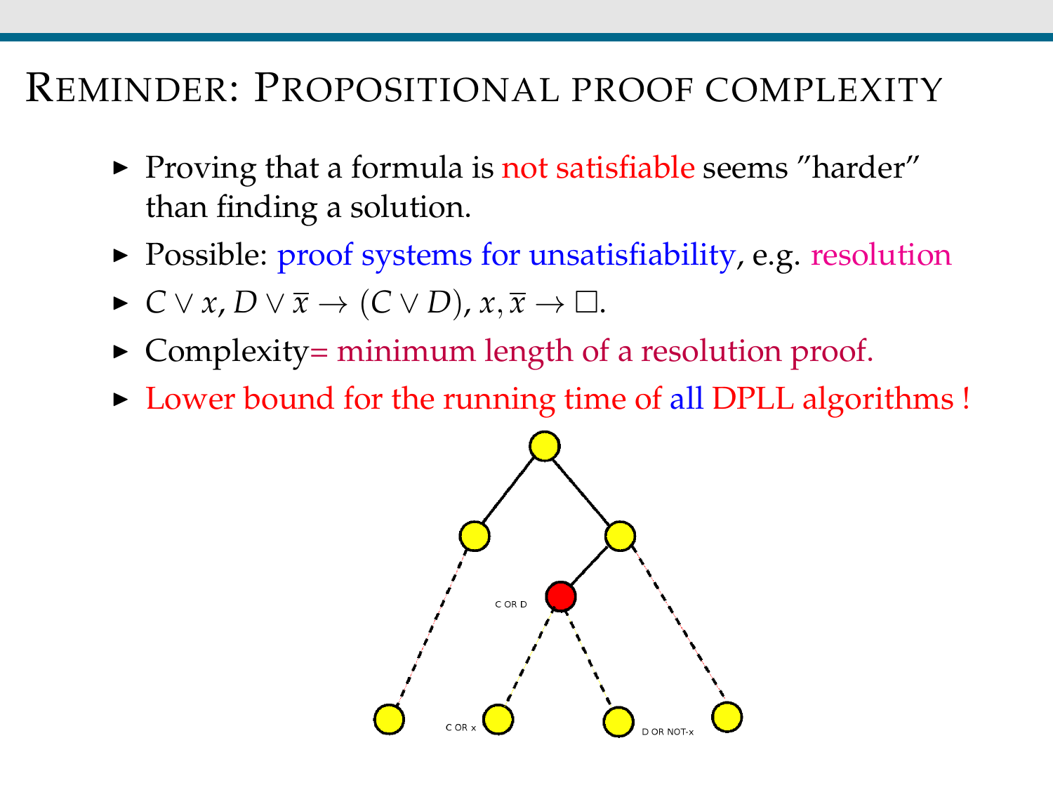# Reminder: Propositional proof complexity

- Proving that a formula is not satisfiable seems "harder" than finding a solution.
- Possible: proof systems for unsatisfiability, e.g. resolution
- $C \vee x, D \vee \overline{x} \rightarrow (C \vee D), x, \overline{x} \rightarrow \square$.
- Complexity= minimum length of a resolution proof.
- Lower bound for the running time of all DPLL algorithms !

C OR D

C OR x

D OR NOT-x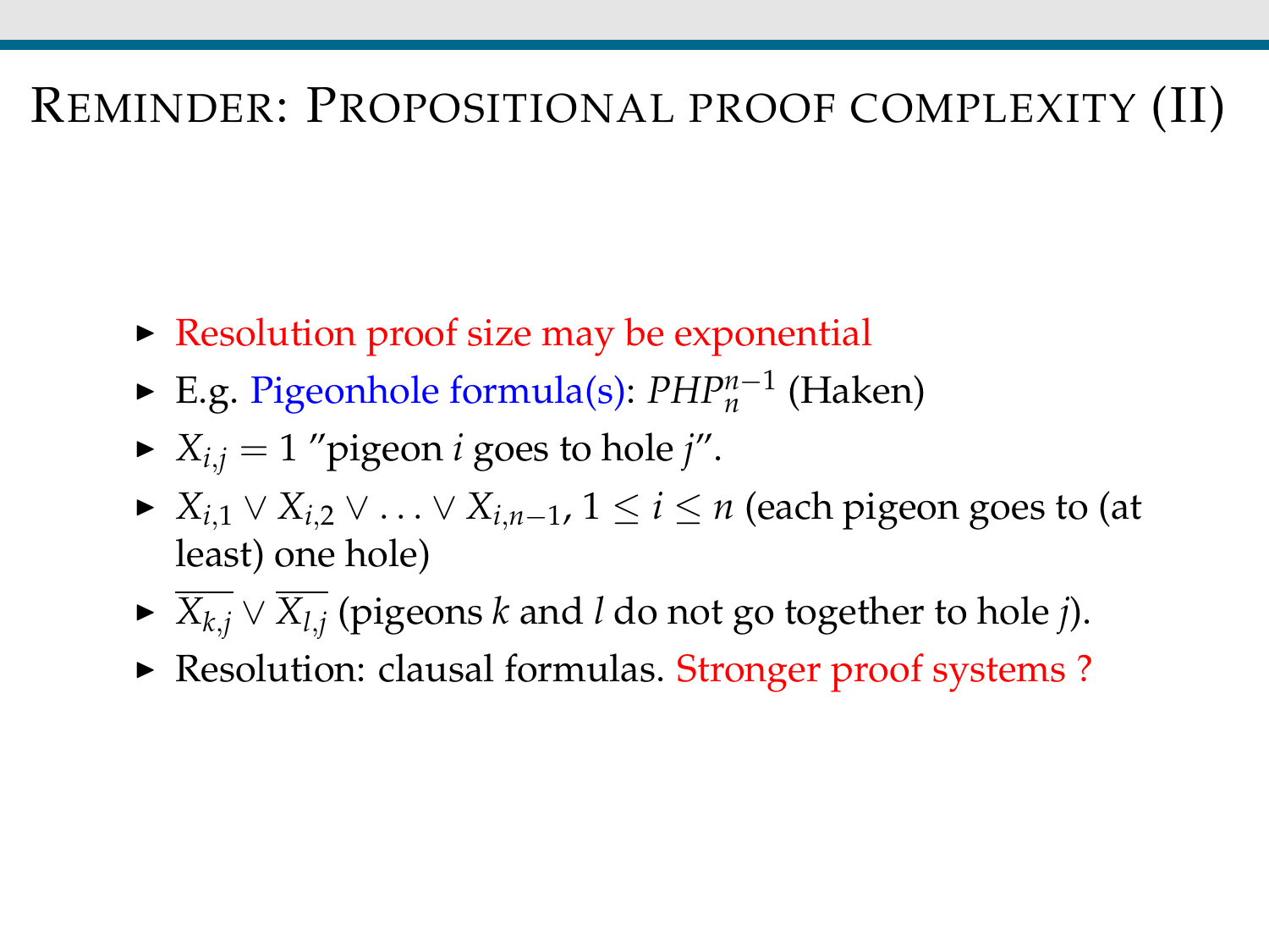# Reminder: Propositional proof complexity (II)

- Resolution proof size may be exponential
- E.g. Pigeonhole formula(s): $PHP_n^{n-1}$ (Haken)
- $X_{i,j} = 1$ "pigeon $i$ goes to hole $j$".
- $X_{i,1} \vee X_{i,2} \vee \ldots \vee X_{i,n-1}$, $1 \leq i \leq n$ (each pigeon goes to (at least) one hole)
- $\overline{X_{k,j}} \vee \overline{X_{l,j}}$ (pigeons $k$ and $l$ do not go together to hole $j$).
- Resolution: clausal formulas. Stronger proof systems ?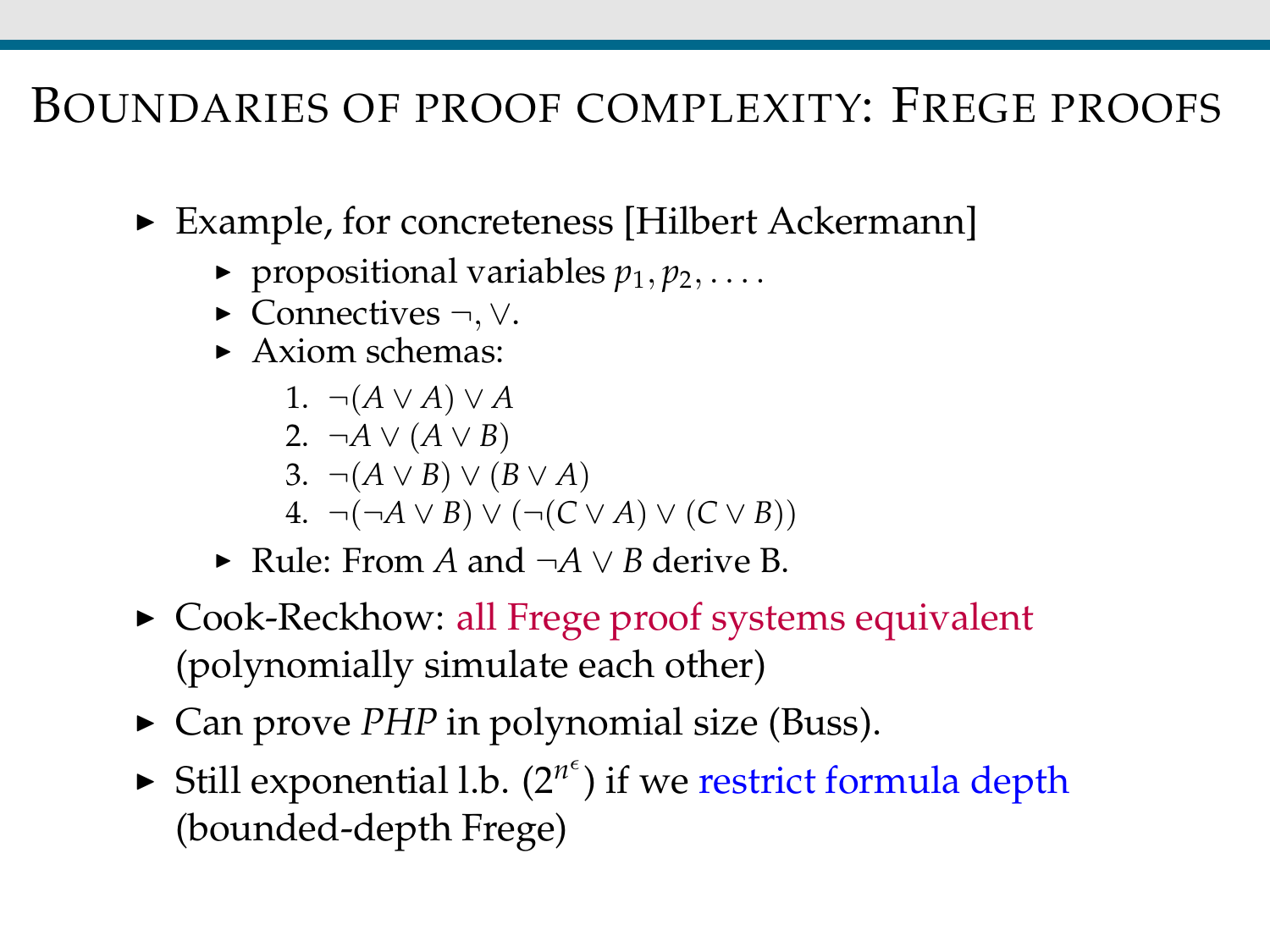# Boundaries of proof complexity: Frege proofs

- Example, for concreteness [Hilbert Ackermann]
  - propositional variables $p_1, p_2, \ldots$.
  - Connectives $\neg, \vee$.
  - Axiom schemas:
    1. $\neg(A \vee A) \vee A$
    2. $\neg A \vee (A \vee B)$
    3. $\neg(A \vee B) \vee (B \vee A)$
    4. $\neg(\neg A \vee B) \vee (\neg(C \vee A) \vee (C \vee B))$
  - Rule: From $A$ and $\neg A \vee B$ derive B.
- Cook-Reckhow: all Frege proof systems equivalent (polynomially simulate each other)
- Can prove *PHP* in polynomial size (Buss).
- Still exponential l.b. ($2^{n^{\epsilon}}$) if we restrict formula depth (bounded-depth Frege)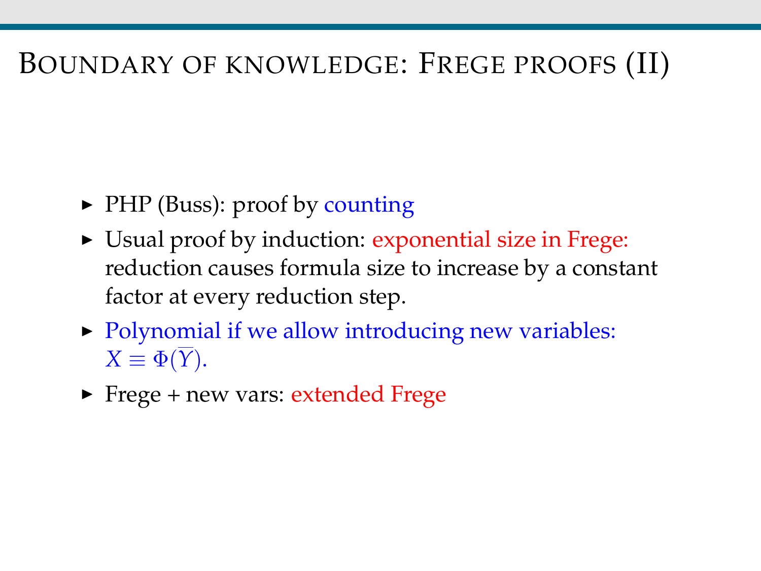# Boundary of knowledge: Frege proofs (II)

- PHP (Buss): proof by counting
- Usual proof by induction: exponential size in Frege: reduction causes formula size to increase by a constant factor at every reduction step.
- Polynomial if we allow introducing new variables: $X \equiv \Phi(\overline{Y})$.
- Frege + new vars: extended Frege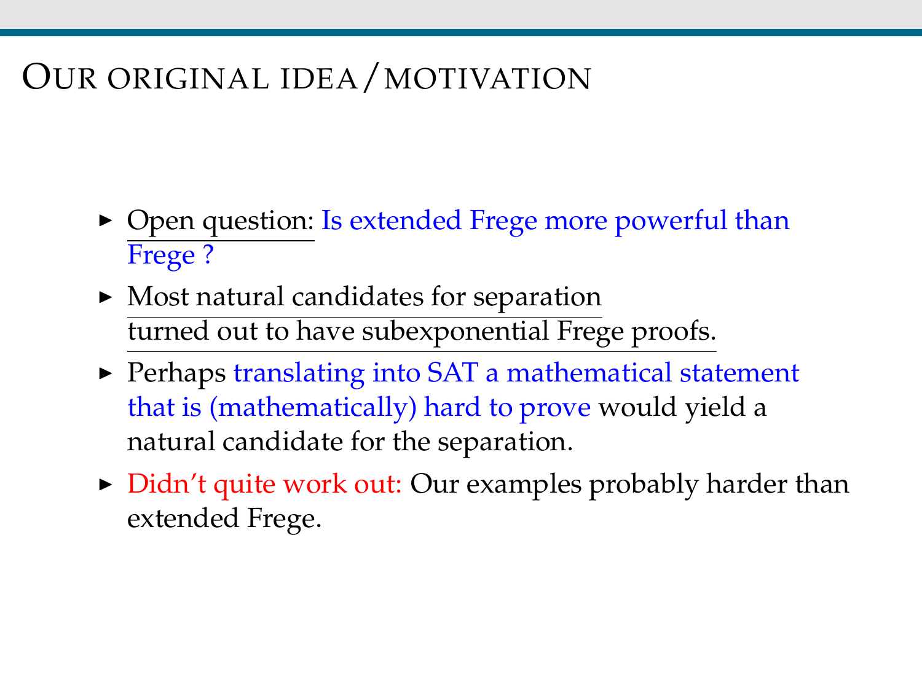# Our original idea / motivation

- Open question: Is extended Frege more powerful than Frege ?
- Most natural candidates for separation turned out to have subexponential Frege proofs.
- Perhaps translating into SAT a mathematical statement that is (mathematically) hard to prove would yield a natural candidate for the separation.
- Didn't quite work out: Our examples probably harder than extended Frege.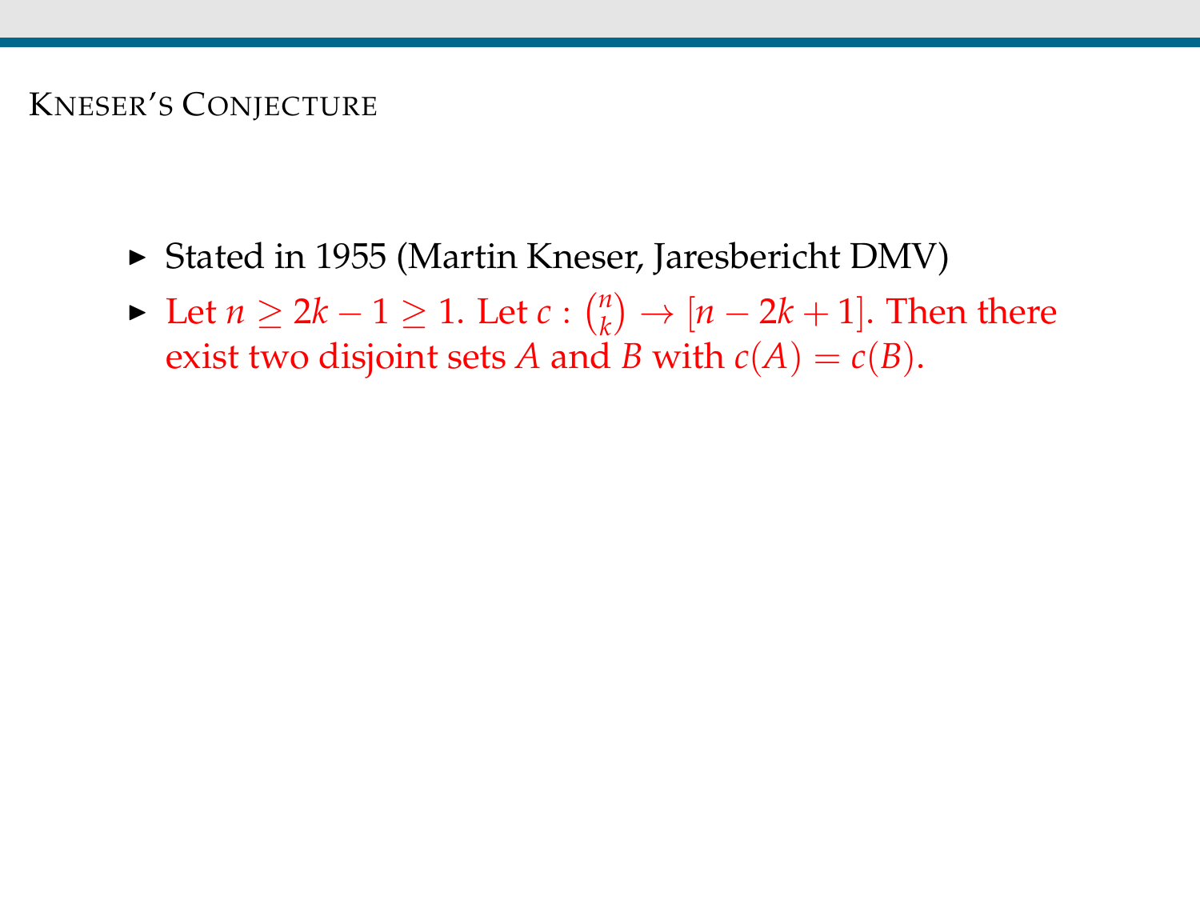# Kneser's Conjecture

- Stated in 1955 (Martin Kneser, Jaresbericht DMV)
- Let $n \geq 2k - 1 \geq 1$. Let $c : \binom{n}{k} \to [n - 2k + 1]$. Then there exist two disjoint sets $A$ and $B$ with $c(A) = c(B)$.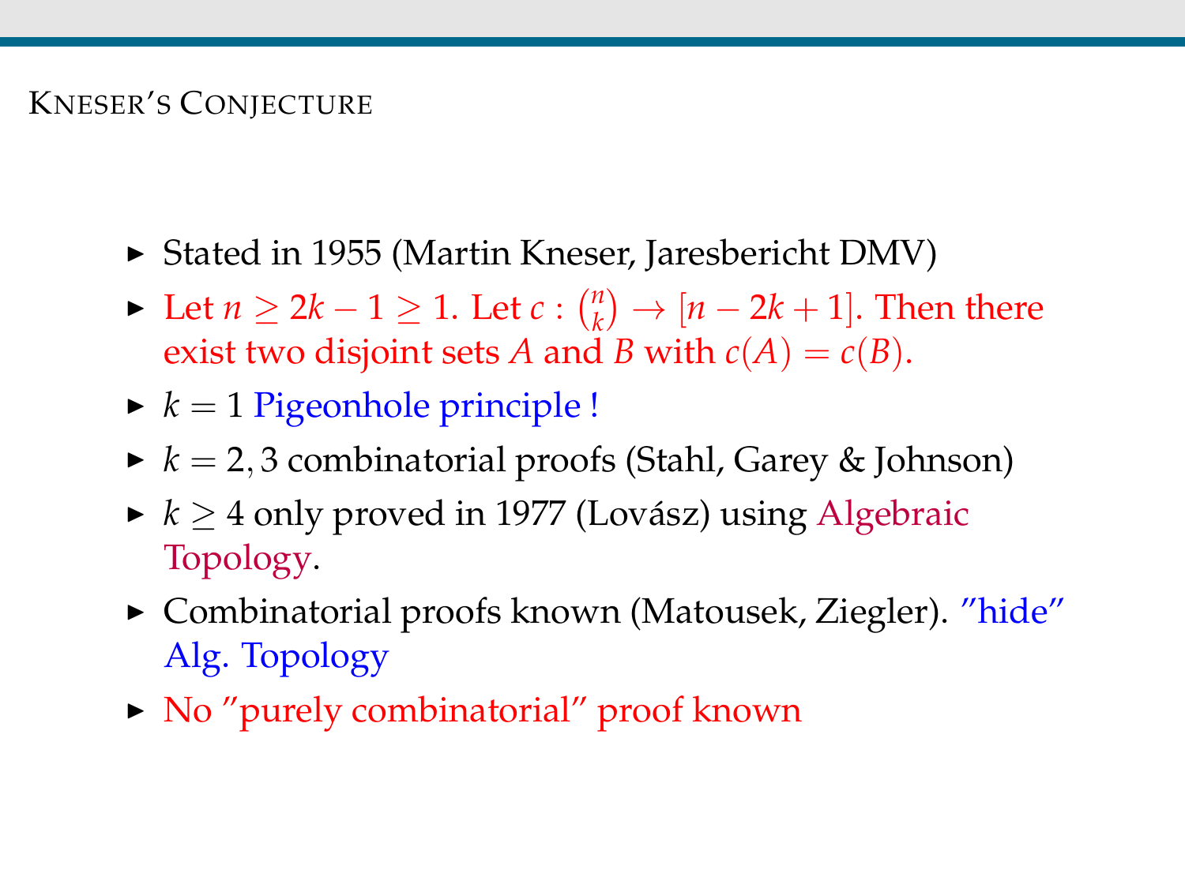## Kneser's Conjecture

- Stated in 1955 (Martin Kneser, Jaresbericht DMV)
- Let $n \geq 2k-1 \geq 1$. Let $c : \binom{n}{k} \to [n-2k+1]$. Then there exist two disjoint sets $A$ and $B$ with $c(A) = c(B)$.
- $k = 1$ Pigeonhole principle !
- $k = 2, 3$ combinatorial proofs (Stahl, Garey & Johnson)
- $k \geq 4$ only proved in 1977 (Lovász) using Algebraic Topology.
- Combinatorial proofs known (Matousek, Ziegler). "hide" Alg. Topology
- No "purely combinatorial" proof known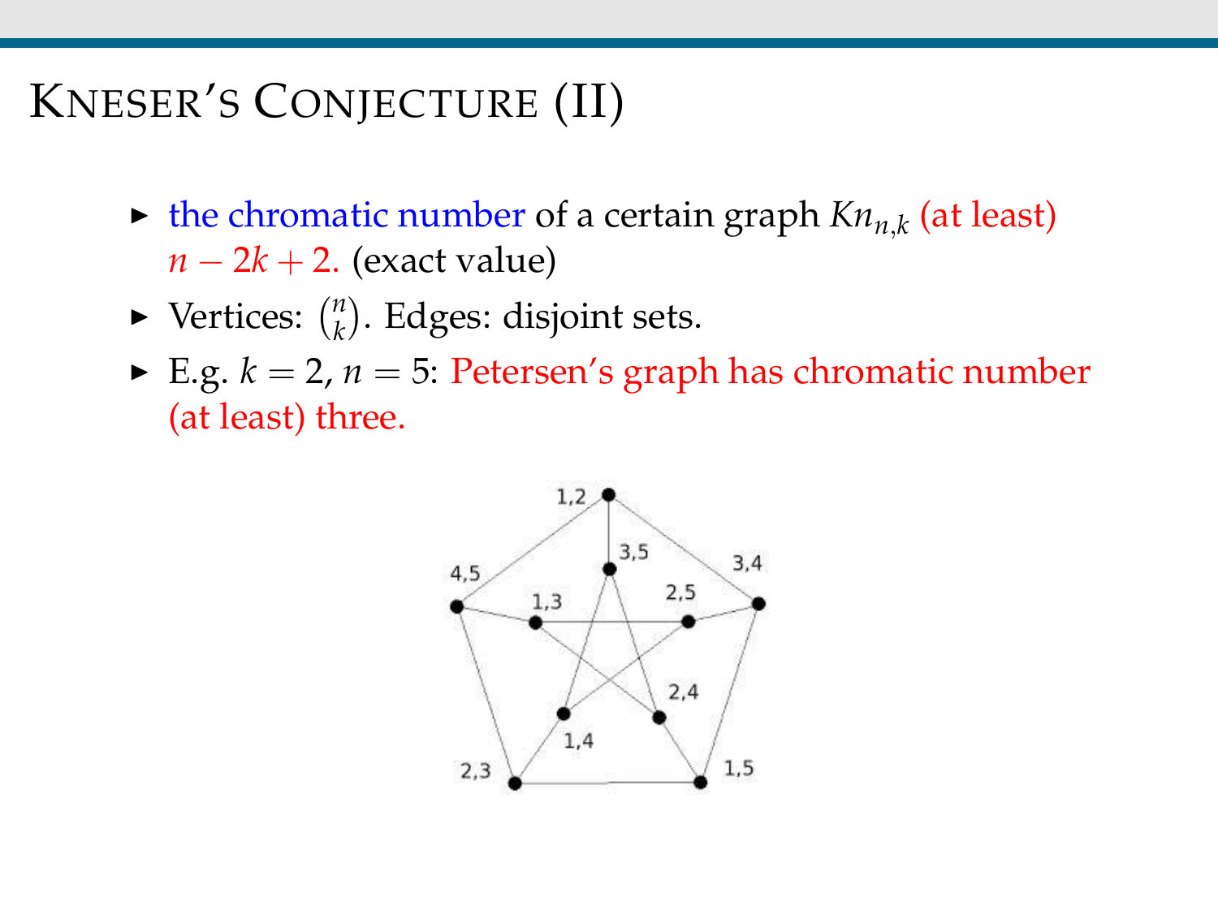# Kneser's Conjecture (II)

- the chromatic number of a certain graph $Kn_{n,k}$ (at least) $n - 2k + 2$. (exact value)
- Vertices: $\binom{n}{k}$. Edges: disjoint sets.
- E.g. $k = 2, n = 5$: Petersen's graph has chromatic number (at least) three.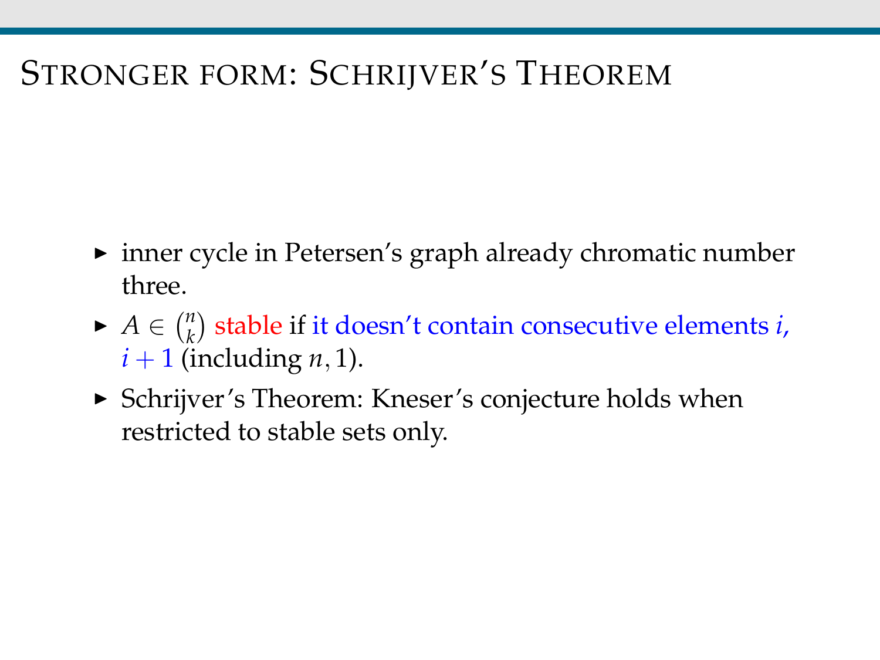# Stronger form: Schrijver's Theorem

- inner cycle in Petersen's graph already chromatic number three.
- $A \in \binom{n}{k}$ stable if it doesn't contain consecutive elements $i$, $i+1$ (including $n, 1$).
- Schrijver's Theorem: Kneser's conjecture holds when restricted to stable sets only.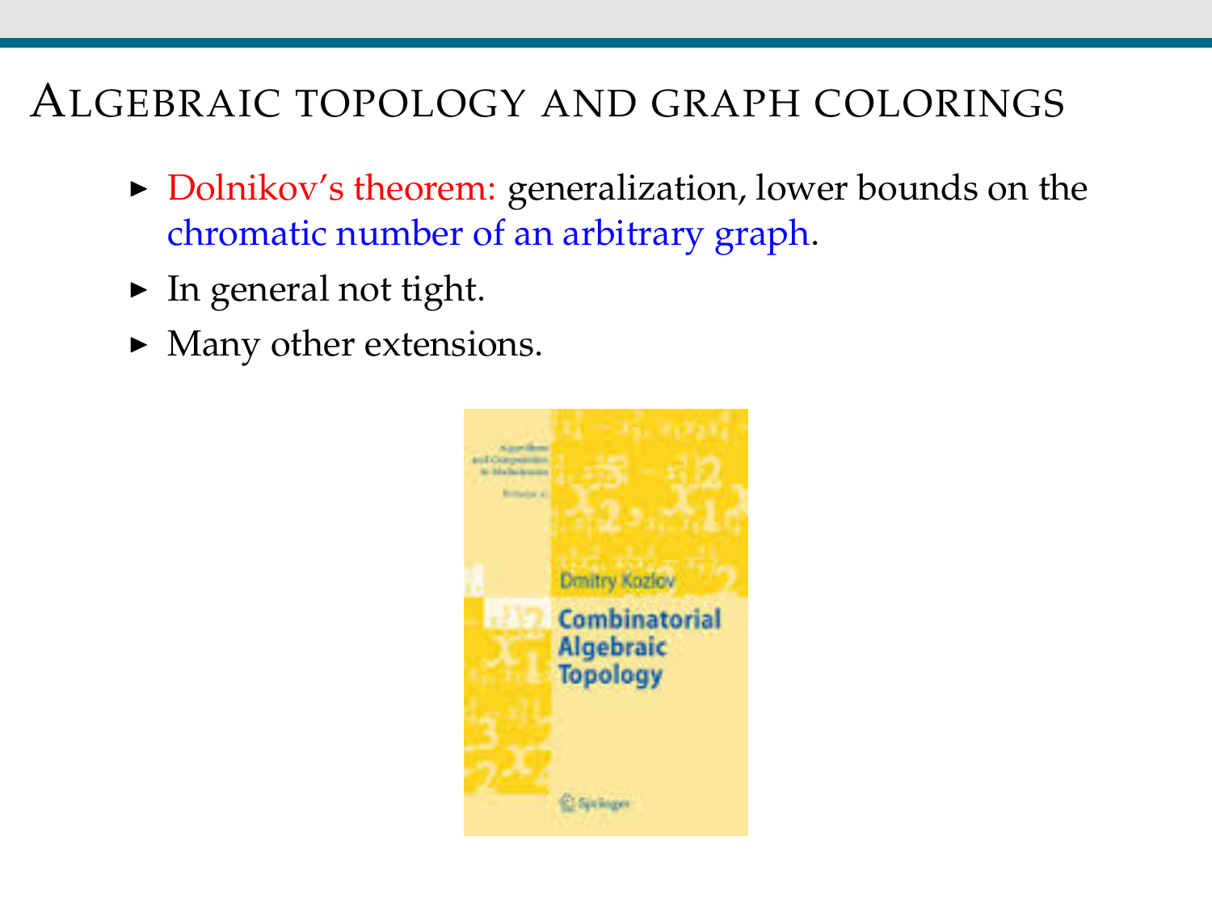## Algebraic topology and graph colorings

- Dolnikov's theorem: generalization, lower bounds on the chromatic number of an arbitrary graph.
- In general not tight.
- Many other extensions.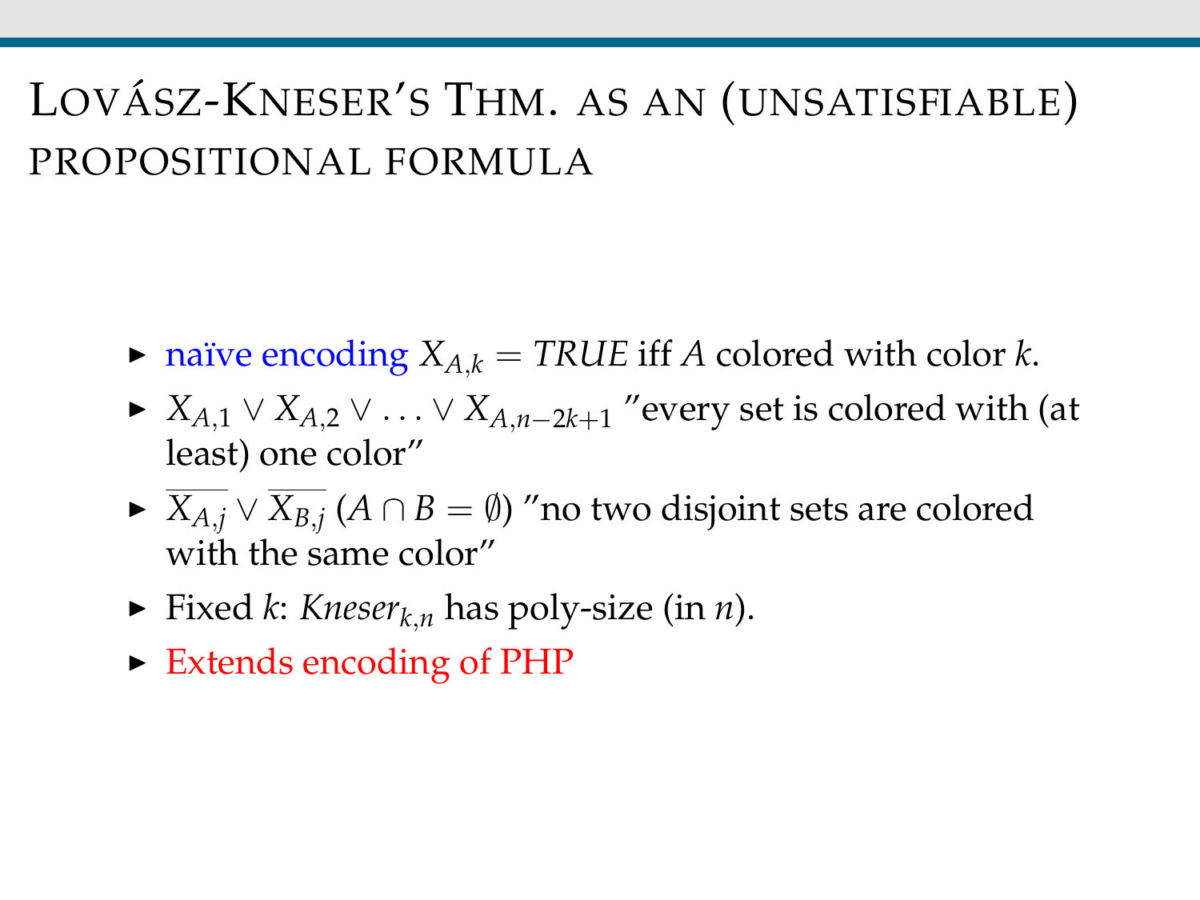# Lovász-Kneser's Thm. as an (unsatisfiable) propositional formula

- naïve encoding $X_{A,k} = TRUE$ iff $A$ colored with color $k$.
- $X_{A,1} \vee X_{A,2} \vee \ldots \vee X_{A,n-2k+1}$ "every set is colored with (at least) one color"
- $\overline{X_{A,j}} \vee \overline{X_{B,j}}$ $(A \cap B = \emptyset)$ "no two disjoint sets are colored with the same color"
- Fixed $k$: $Kneser_{k,n}$ has poly-size (in $n$).
- Extends encoding of PHP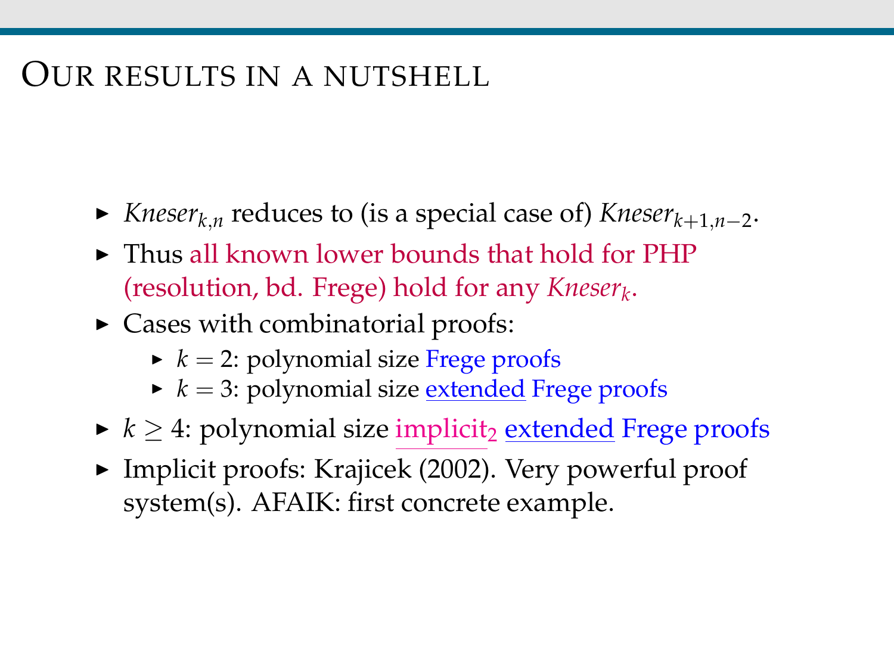## Our results in a nutshell

- $Kneser_{k,n}$ reduces to (is a special case of) $Kneser_{k+1,n-2}$.
- Thus all known lower bounds that hold for PHP (resolution, bd. Frege) hold for any $Kneser_k$.
- Cases with combinatorial proofs:
  - $k = 2$: polynomial size Frege proofs
  - $k = 3$: polynomial size extended Frege proofs
- $k \geq 4$: polynomial size implicit$_2$ extended Frege proofs
- Implicit proofs: Krajicek (2002). Very powerful proof system(s). AFAIK: first concrete example.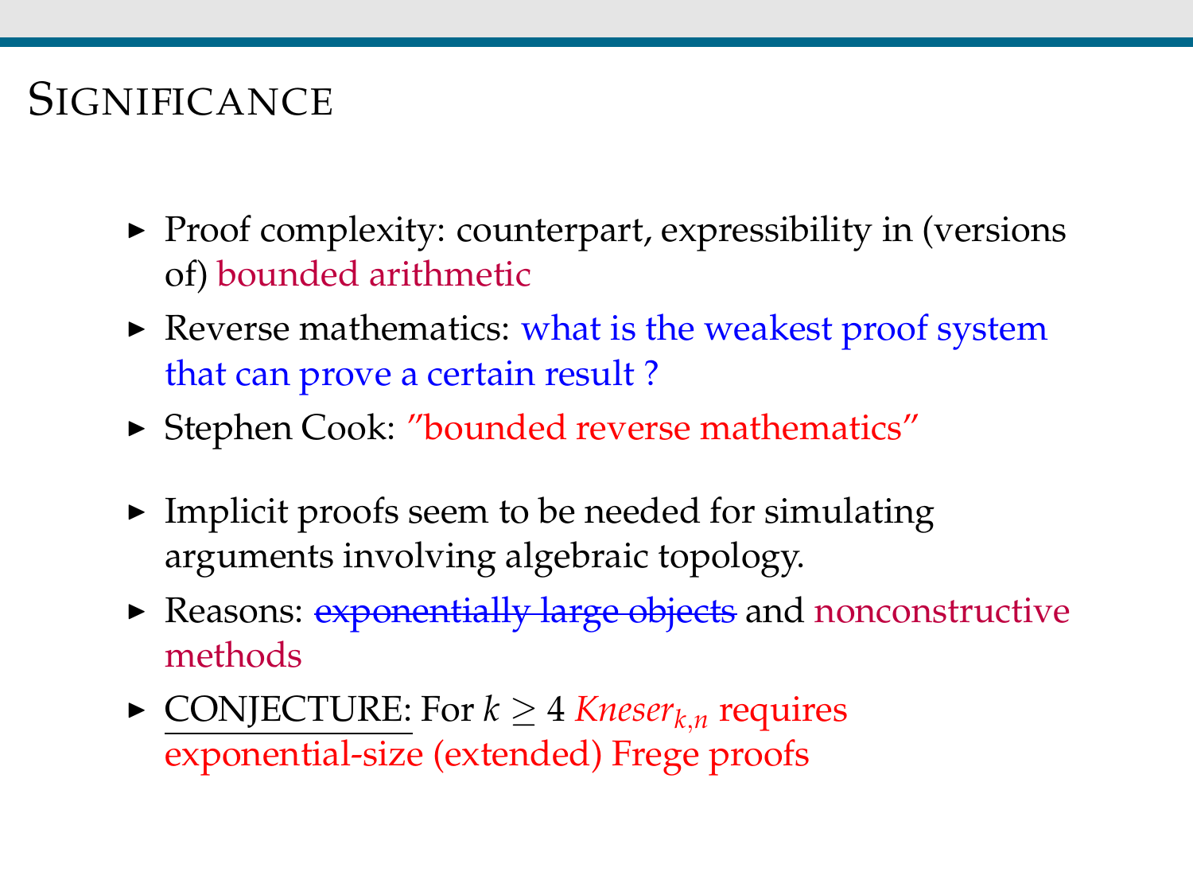# Significance

- Proof complexity: counterpart, expressibility in (versions of) bounded arithmetic
- Reverse mathematics: what is the weakest proof system that can prove a certain result ?
- Stephen Cook: "bounded reverse mathematics"
- Implicit proofs seem to be needed for simulating arguments involving algebraic topology.
- Reasons: ~~exponentially large objects~~ and nonconstructive methods
- CONJECTURE: For $k \geq 4$ $Kneser_{k,n}$ requires exponential-size (extended) Frege proofs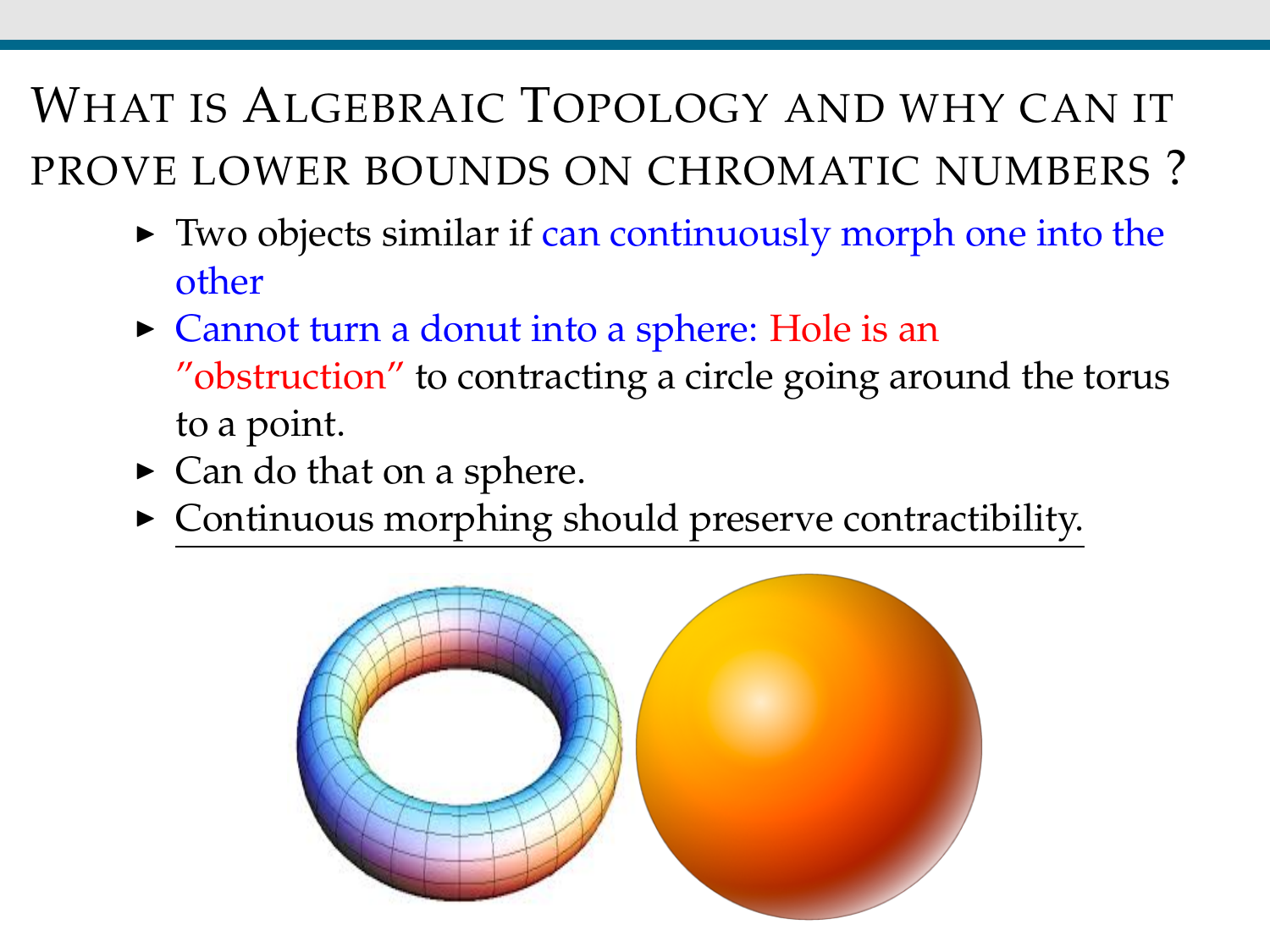## What is Algebraic Topology and why can it prove lower bounds on chromatic numbers ?

- Two objects similar if can continuously morph one into the other
- Cannot turn a donut into a sphere: Hole is an "obstruction" to contracting a circle going around the torus to a point.
- Can do that on a sphere.
- Continuous morphing should preserve contractibility.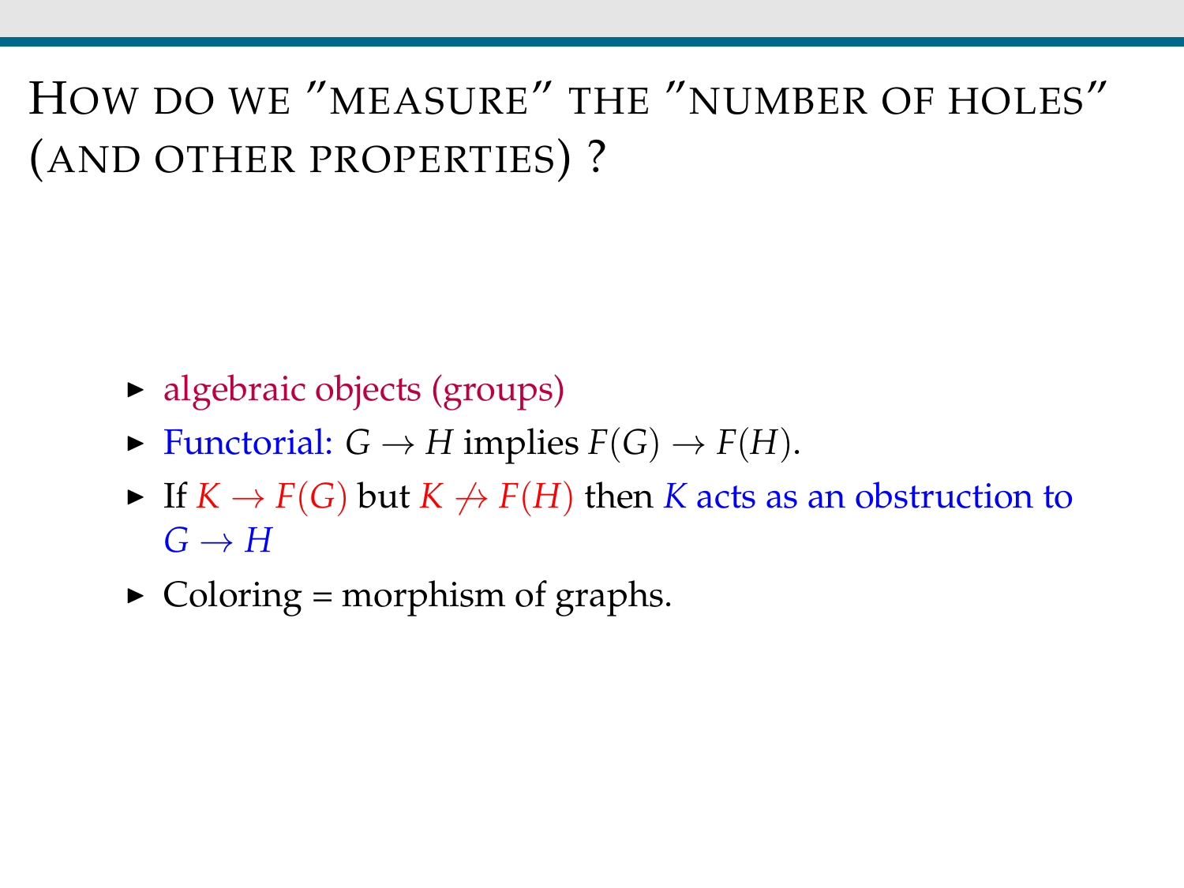# How do we "measure" the "number of holes" (and other properties) ?

- algebraic objects (groups)
- Functorial: $G \to H$ implies $F(G) \to F(H)$.
- If $K \to F(G)$ but $K \not\to F(H)$ then $K$ acts as an obstruction to $G \to H$
- Coloring = morphism of graphs.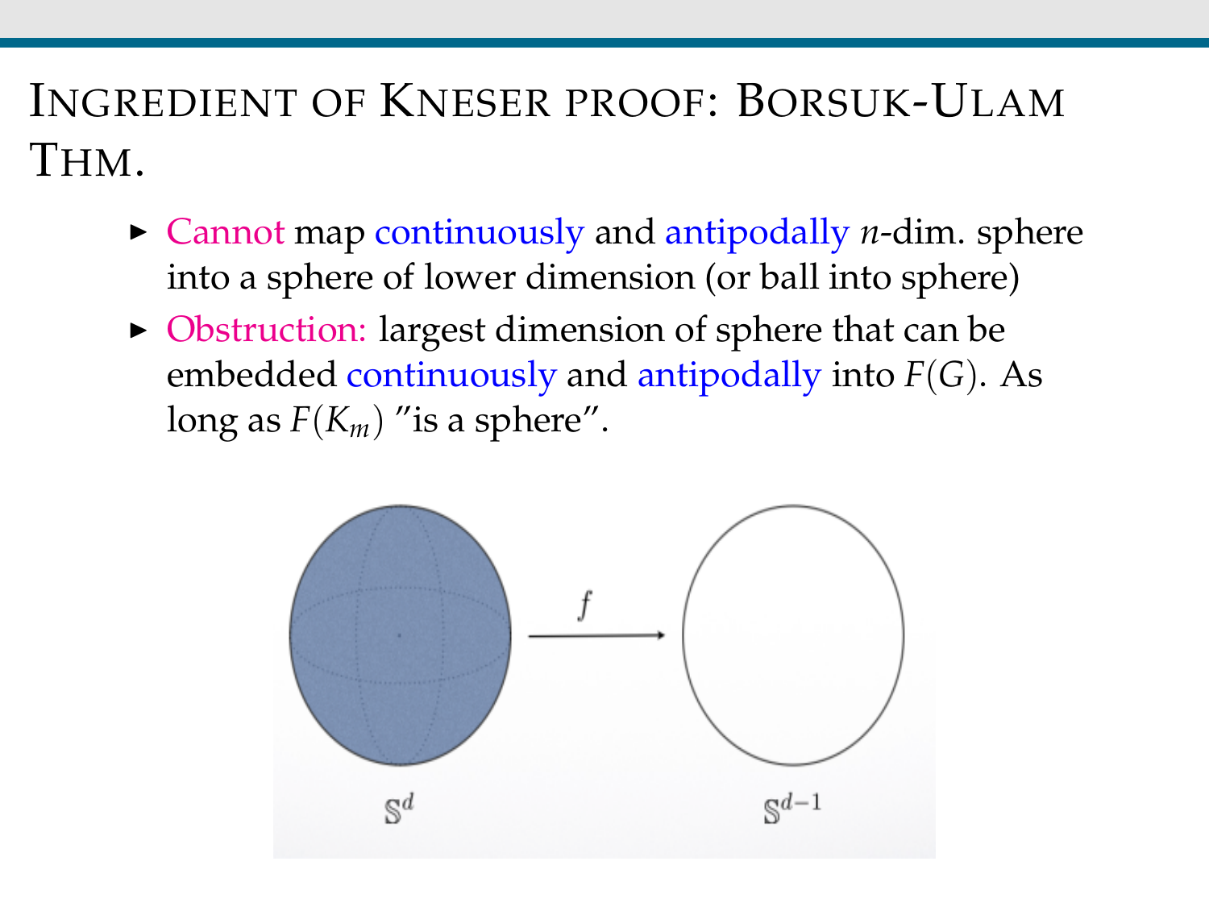# Ingredient of Kneser proof: Borsuk-Ulam Thm.

- Cannot map continuously and antipodally $n$-dim. sphere into a sphere of lower dimension (or ball into sphere)
- Obstruction: largest dimension of sphere that can be embedded continuously and antipodally into $F(G)$. As long as $F(K_m)$ "is a sphere".

$\mathbb{S}^d$ $\xrightarrow{f}$ $\mathbb{S}^{d-1}$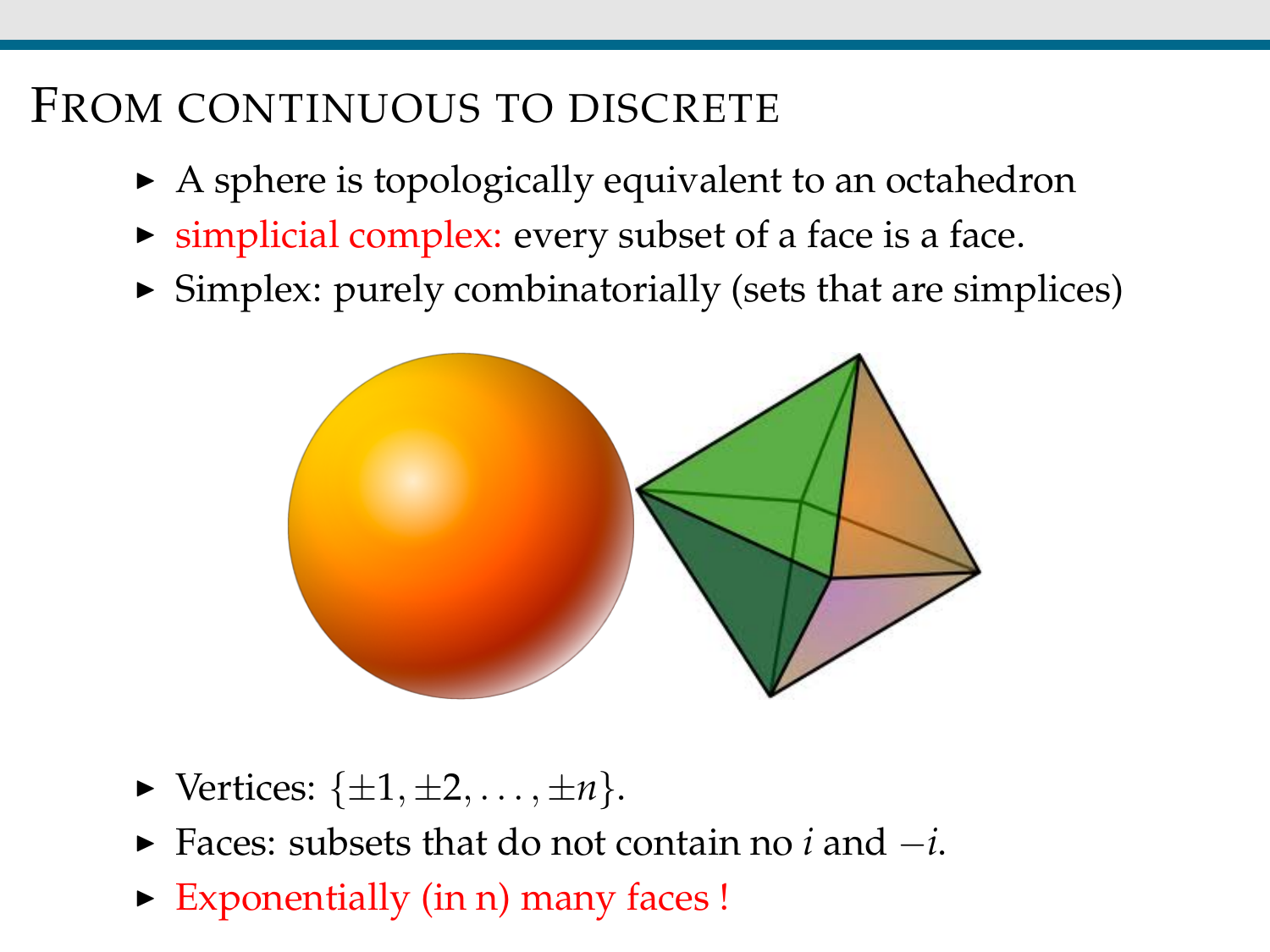# From continuous to discrete

- A sphere is topologically equivalent to an octahedron
- simplicial complex: every subset of a face is a face.
- Simplex: purely combinatorially (sets that are simplices)

- Vertices: $\{\pm 1, \pm 2, \ldots, \pm n\}$.
- Faces: subsets that do not contain no $i$ and $-i$.
- Exponentially (in n) many faces !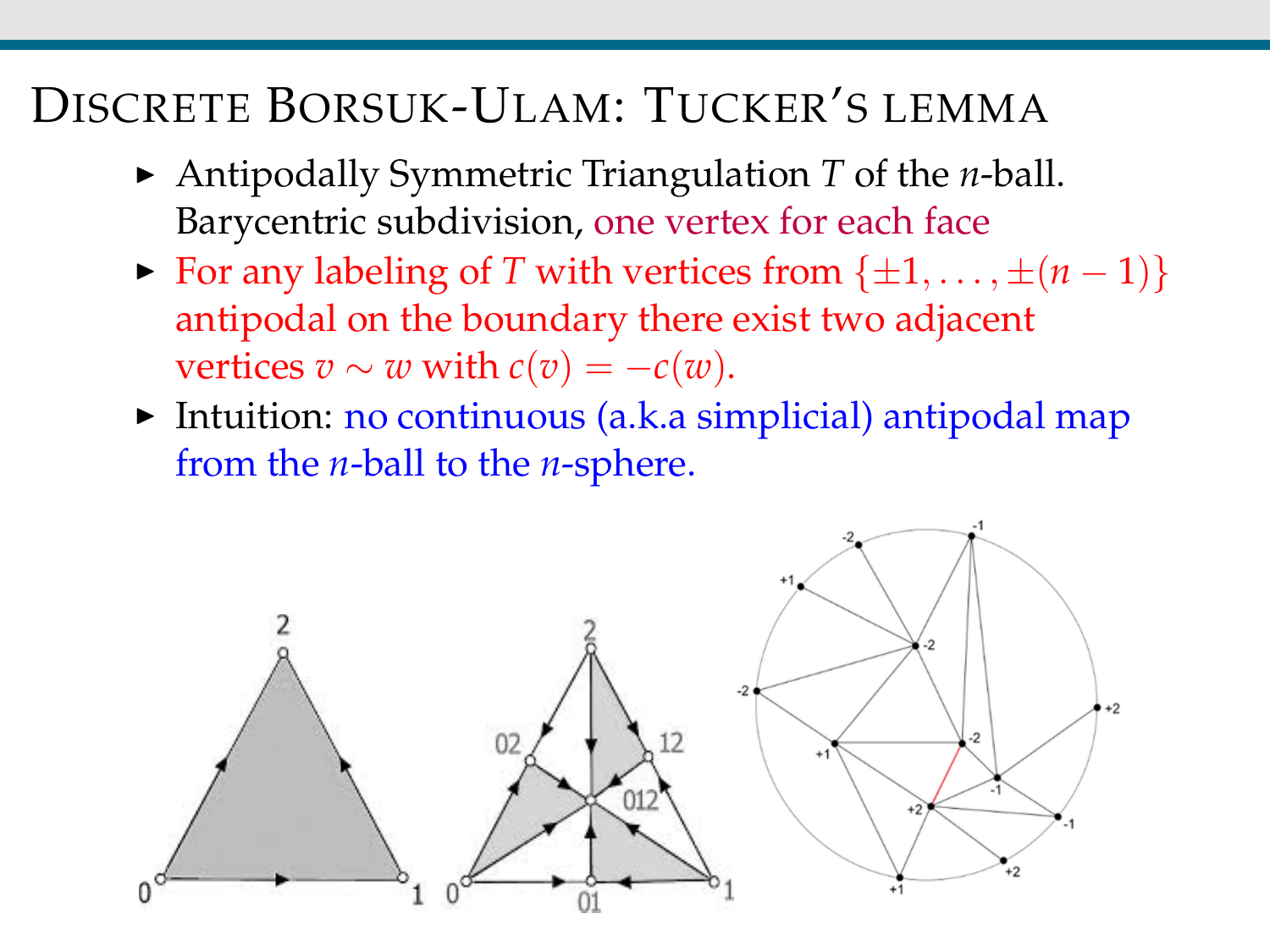# Discrete Borsuk-Ulam: Tucker's lemma

- Antipodally Symmetric Triangulation $T$ of the $n$-ball. Barycentric subdivision, one vertex for each face
- For any labeling of $T$ with vertices from $\{\pm 1, \ldots, \pm(n-1)\}$ antipodal on the boundary there exist two adjacent vertices $v \sim w$ with $c(v) = -c(w)$.
- Intuition: no continuous (a.k.a simplicial) antipodal map from the $n$-ball to the $n$-sphere.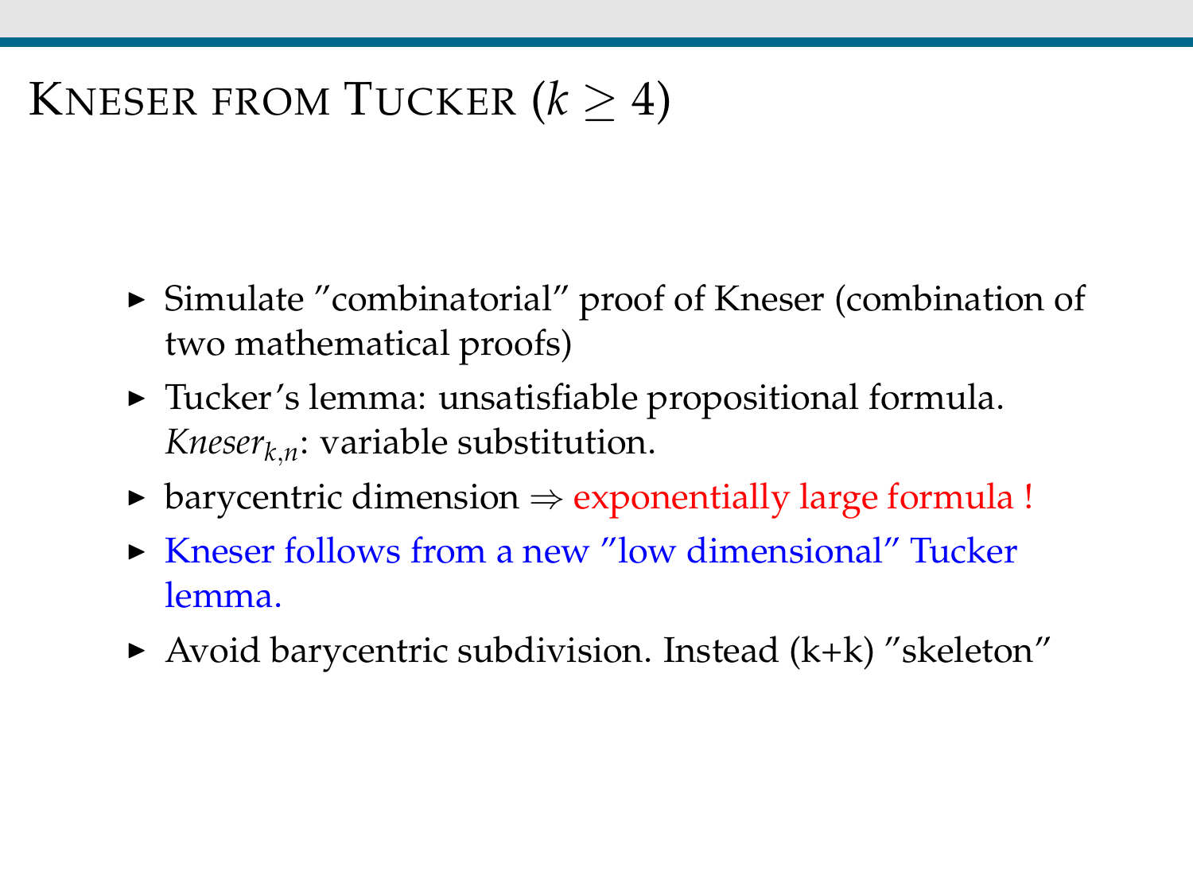# Kneser from Tucker ($k \geq 4$)

- Simulate "combinatorial" proof of Kneser (combination of two mathematical proofs)
- Tucker's lemma: unsatisfiable propositional formula. $Kneser_{k,n}$: variable substitution.
- barycentric dimension $\Rightarrow$ exponentially large formula !
- Kneser follows from a new "low dimensional" Tucker lemma.
- Avoid barycentric subdivision. Instead (k+k) "skeleton"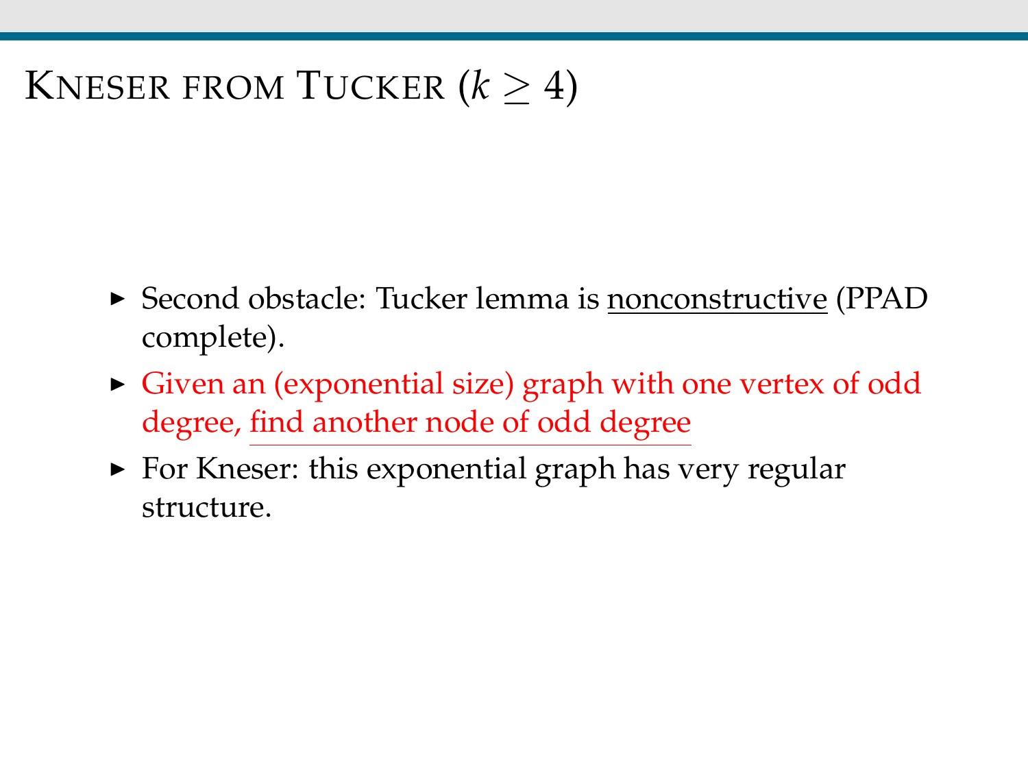# Kneser from Tucker ($k \geq 4$)

- Second obstacle: Tucker lemma is <u>nonconstructive</u> (PPAD complete).
- Given an (exponential size) graph with one vertex of odd degree, <u>find another node of odd degree</u>
- For Kneser: this exponential graph has very regular structure.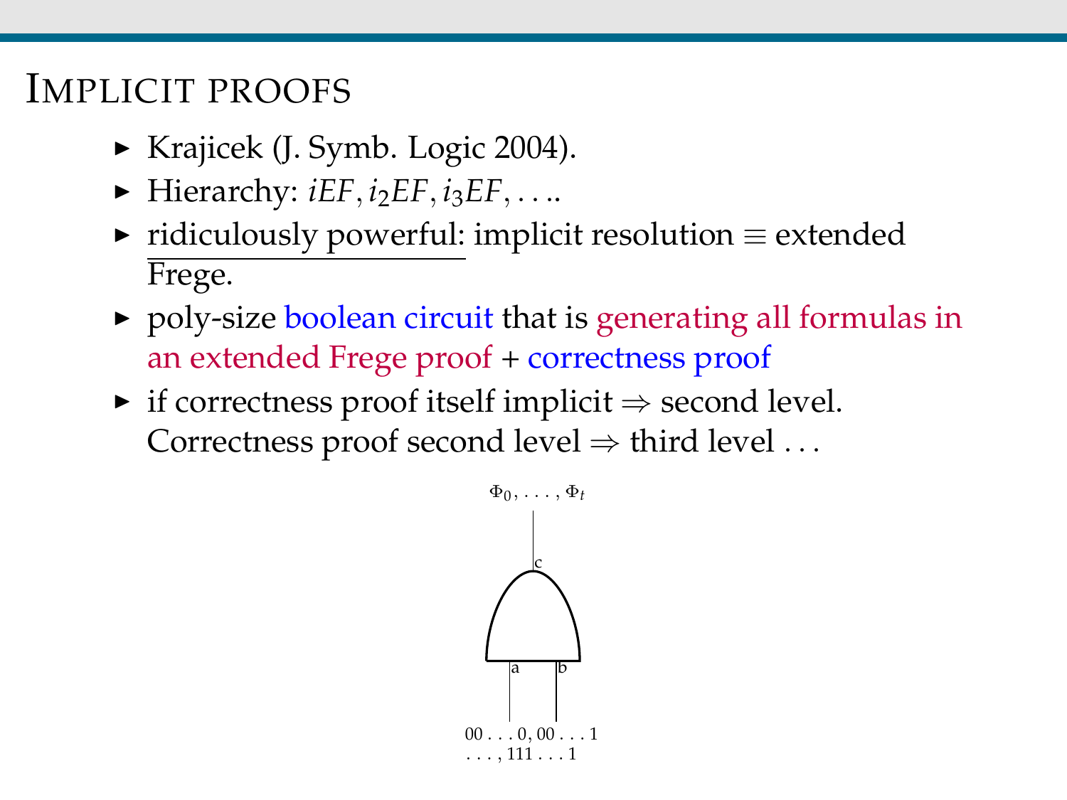# Implicit proofs

- Krajicek (J. Symb. Logic 2004).
- Hierarchy: $iEF, i_2EF, i_3EF, \ldots$.
- ridiculously powerful: implicit resolution $\equiv$ extended Frege.
- poly-size boolean circuit that is generating all formulas in an extended Frege proof + correctness proof
- if correctness proof itself implicit $\Rightarrow$ second level. Correctness proof second level $\Rightarrow$ third level ...

$\Phi_0, \ldots, \Phi_t$

c

a b

$00\ldots0, 00\ldots1$
$\ldots, 111\ldots1$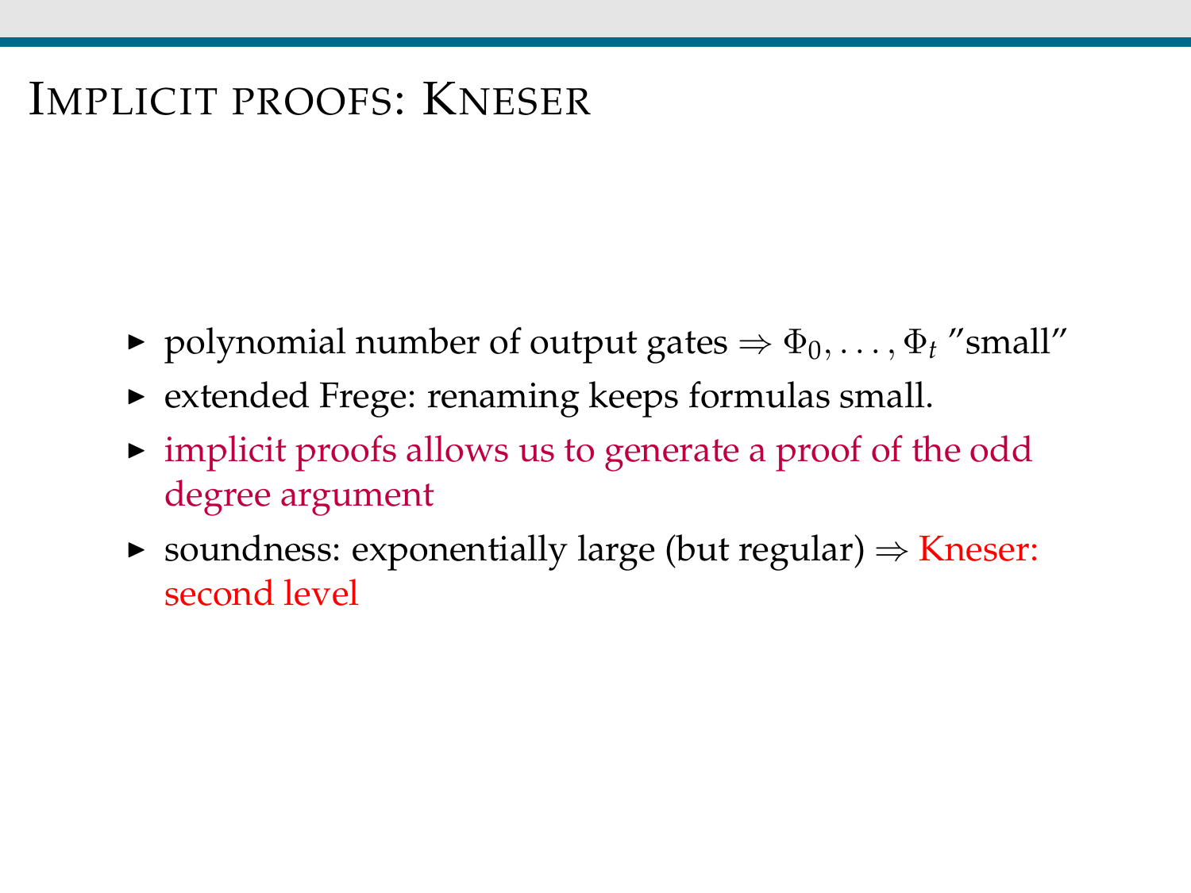# Implicit proofs: Kneser

- polynomial number of output gates $\Rightarrow \Phi_0, \ldots, \Phi_t$ "small"
- extended Frege: renaming keeps formulas small.
- implicit proofs allows us to generate a proof of the odd degree argument
- soundness: exponentially large (but regular) $\Rightarrow$ Kneser: second level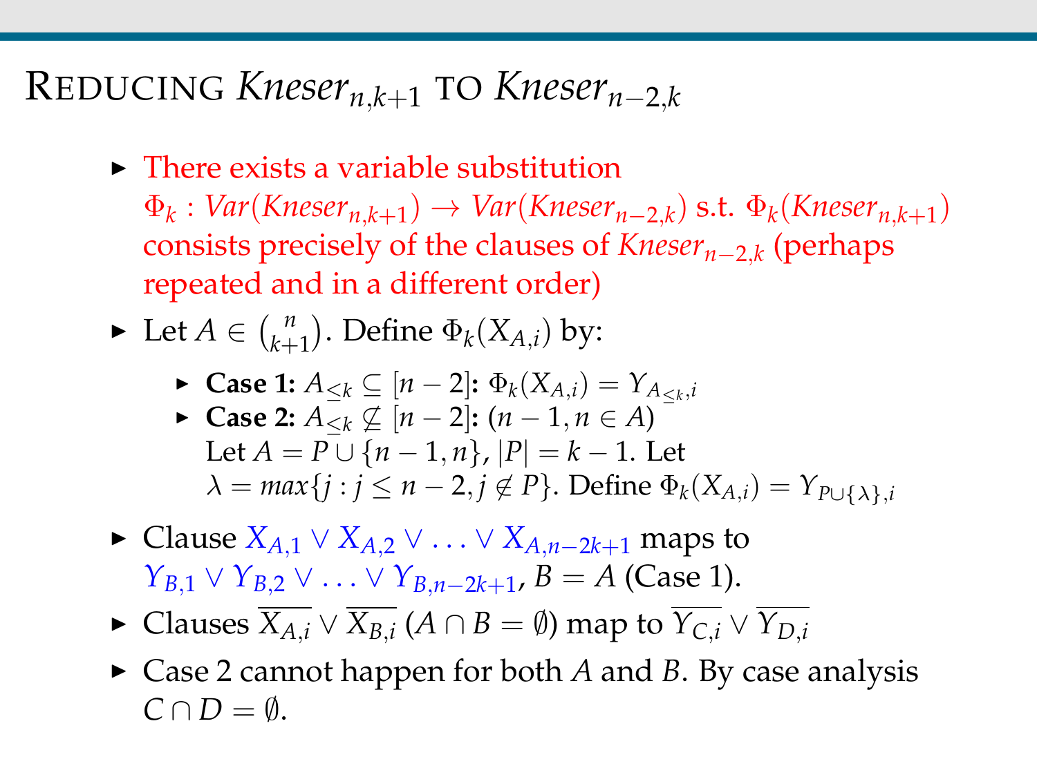# Reducing $Kneser_{n,k+1}$ to $Kneser_{n-2,k}$

- There exists a variable substitution $\Phi_k : Var(Kneser_{n,k+1}) \rightarrow Var(Kneser_{n-2,k})$ s.t. $\Phi_k(Kneser_{n,k+1})$ consists precisely of the clauses of $Kneser_{n-2,k}$ (perhaps repeated and in a different order)
- Let $A \in \binom{n}{k+1}$. Define $\Phi_k(X_{A,i})$ by:
  - **Case 1:** $A_{\leq k} \subseteq [n-2]$**:** $\Phi_k(X_{A,i}) = Y_{A_{\leq k},i}$
  - **Case 2:** $A_{\leq k} \not\subseteq [n-2]$**:** $(n-1, n \in A)$
    Let $A = P \cup \{n-1, n\}$, $|P| = k-1$. Let $\lambda = max\{j : j \leq n-2, j \notin P\}$. Define $\Phi_k(X_{A,i}) = Y_{P\cup\{\lambda\},i}$
- Clause $X_{A,1} \vee X_{A,2} \vee \ldots \vee X_{A,n-2k+1}$ maps to $Y_{B,1} \vee Y_{B,2} \vee \ldots \vee Y_{B,n-2k+1}$, $B = A$ (Case 1).
- Clauses $\overline{X_{A,i}} \vee \overline{X_{B,i}}$ $(A \cap B = \emptyset)$ map to $\overline{Y_{C,i}} \vee \overline{Y_{D,i}}$
- Case 2 cannot happen for both $A$ and $B$. By case analysis $C \cap D = \emptyset$.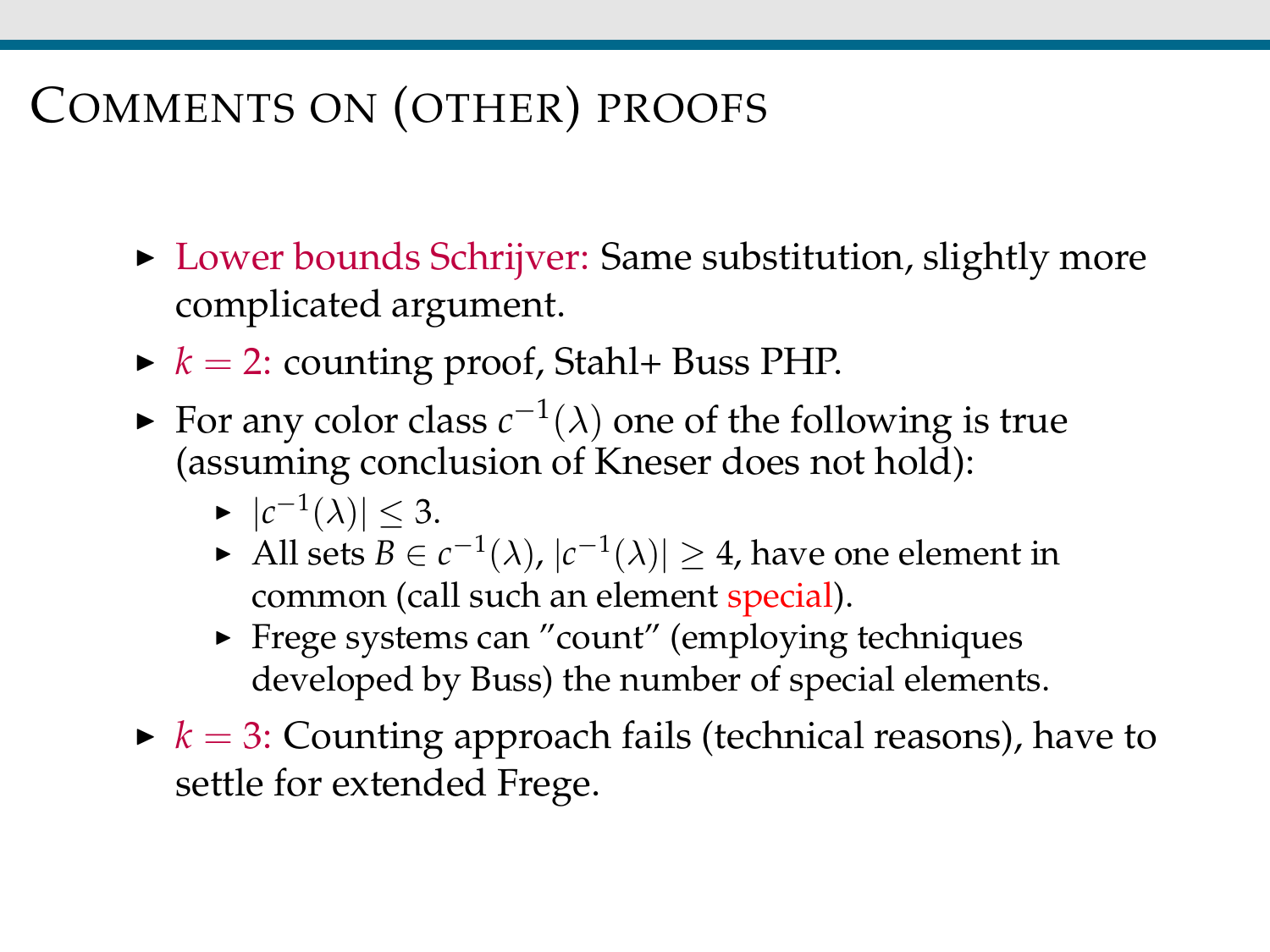# Comments on (other) proofs

- Lower bounds Schrijver: Same substitution, slightly more complicated argument.
- $k = 2$: counting proof, Stahl+ Buss PHP.
- For any color class $c^{-1}(\lambda)$ one of the following is true (assuming conclusion of Kneser does not hold):
  - $|c^{-1}(\lambda)| \leq 3$.
  - All sets $B \in c^{-1}(\lambda)$, $|c^{-1}(\lambda)| \geq 4$, have one element in common (call such an element special).
  - Frege systems can "count" (employing techniques developed by Buss) the number of special elements.
- $k = 3$: Counting approach fails (technical reasons), have to settle for extended Frege.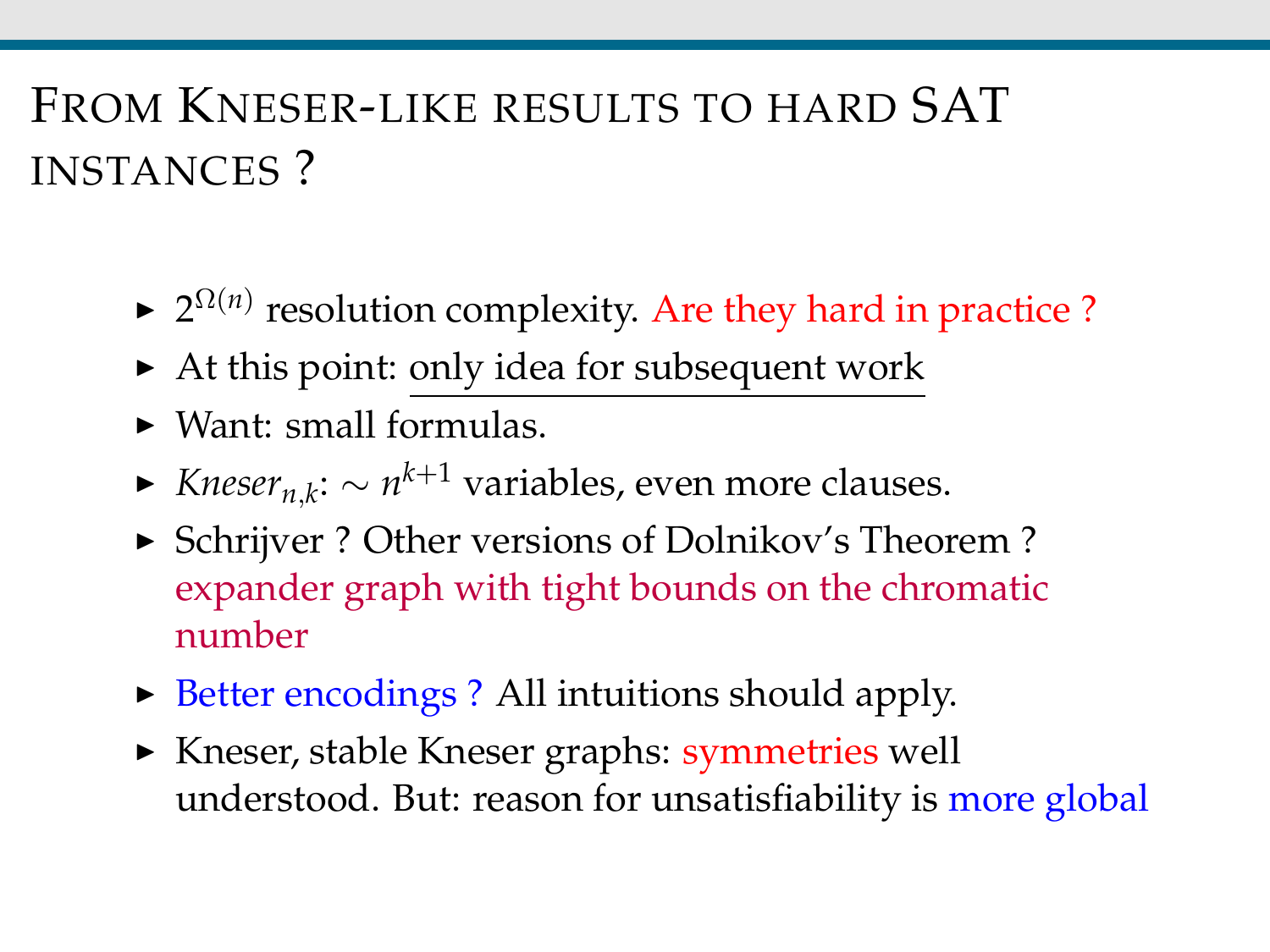# From Kneser-like results to hard SAT instances ?

- $2^{\Omega(n)}$ resolution complexity. Are they hard in practice ?
- At this point: only idea for subsequent work
- Want: small formulas.
- $Kneser_{n,k}$: $\sim n^{k+1}$ variables, even more clauses.
- Schrijver ? Other versions of Dolnikov's Theorem ? expander graph with tight bounds on the chromatic number
- Better encodings ? All intuitions should apply.
- Kneser, stable Kneser graphs: symmetries well understood. But: reason for unsatisfiability is more global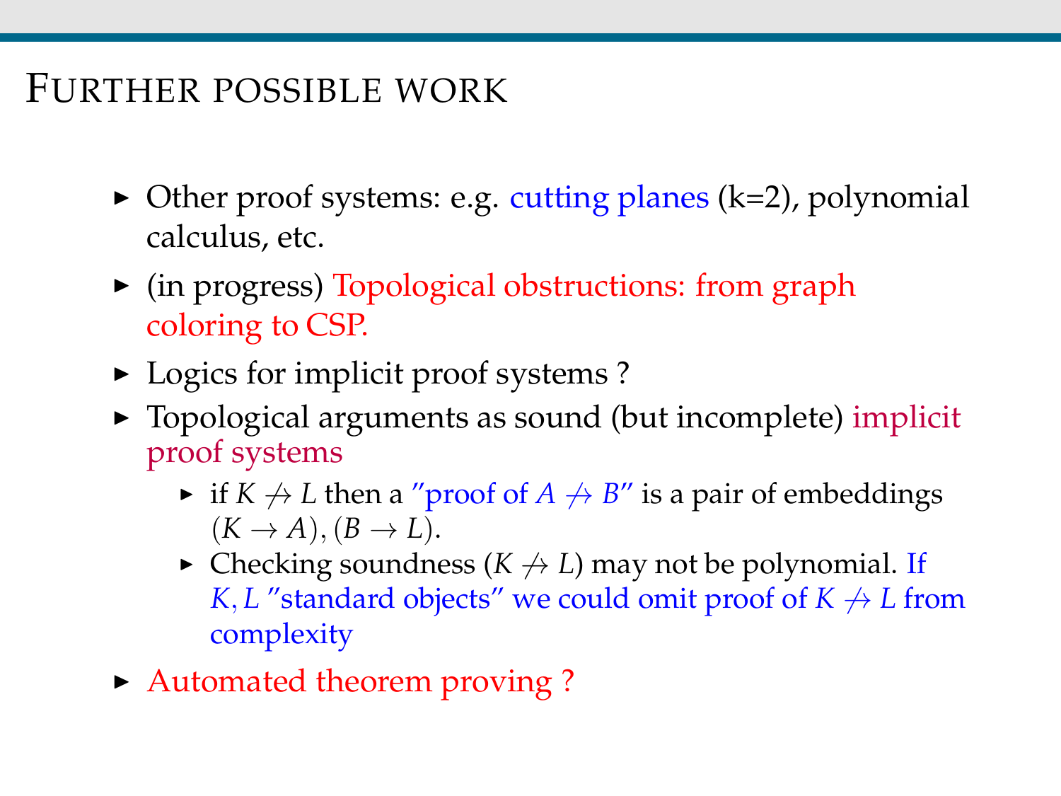# Further possible work

- Other proof systems: e.g. cutting planes (k=2), polynomial calculus, etc.
- (in progress) Topological obstructions: from graph coloring to CSP.
- Logics for implicit proof systems ?
- Topological arguments as sound (but incomplete) implicit proof systems
  - if $K \not\to L$ then a "proof of $A \not\to B$" is a pair of embeddings $(K \to A), (B \to L)$.
  - Checking soundness ($K \not\to L$) may not be polynomial. If $K, L$ "standard objects" we could omit proof of $K \not\to L$ from complexity
- Automated theorem proving ?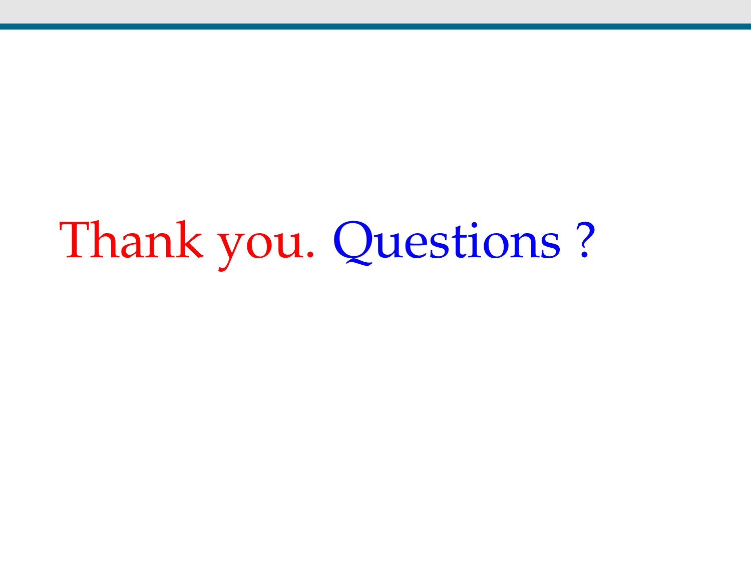Thank you. Questions ?